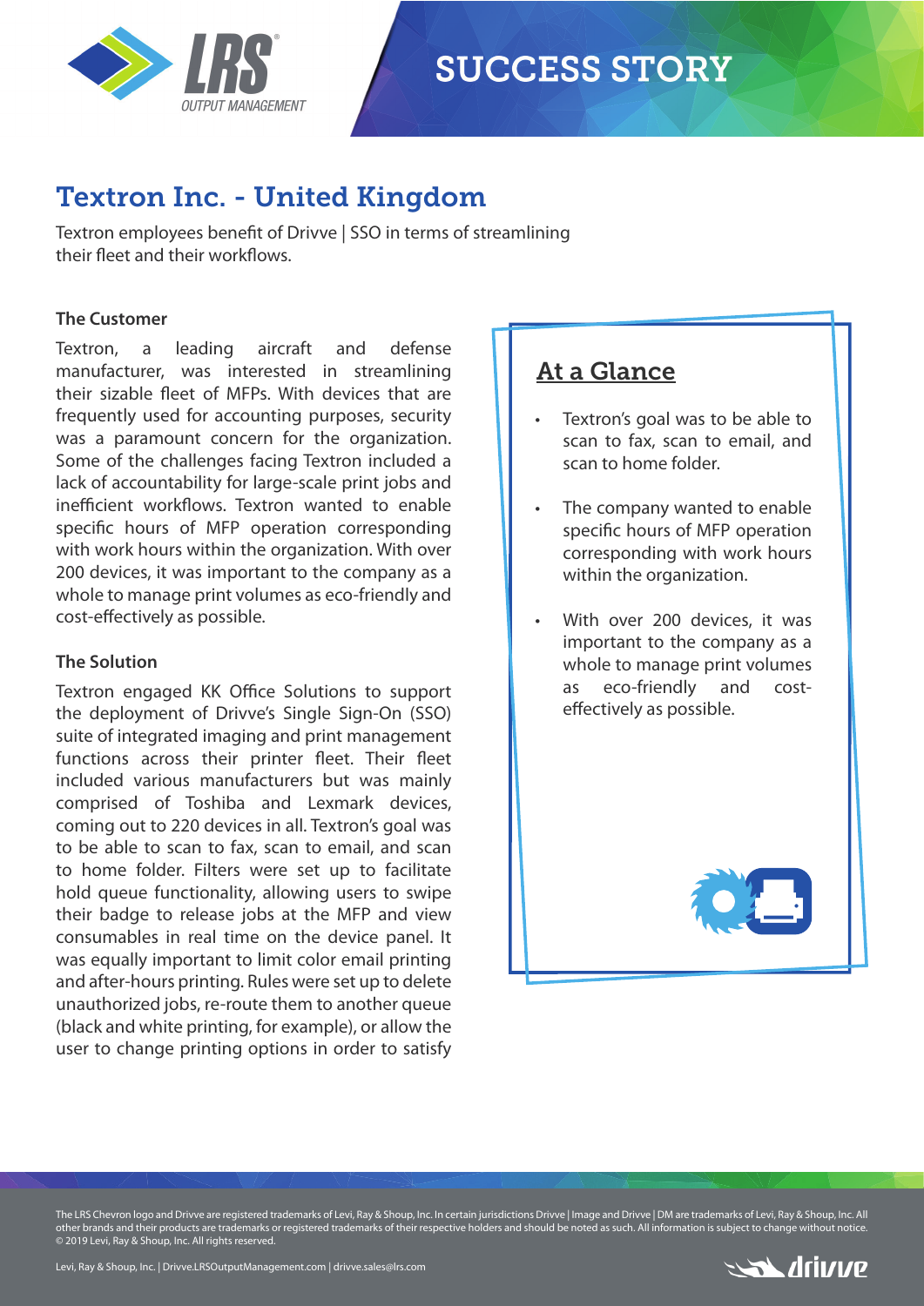# SUCCESS STORY

## Textron Inc. - United Kingdom

Textron employees benefit of Drivve | SSO in terms of streamlining their fleet and their workflows.

### The Customer

Textron, a leading aircraft and defense manufacturer, was interested in streamlining their sizable fleet of MFPs. With devices that are frequently used for accounting purposes, security was a paramount concern for the organization. Some of the challenges facing Textron included a lack of accountability for large-scale print jobs and inefficient workflows. Textron wanted to enable specific hours of MFP operation corresponding with work hours within the organization. With over 200 devices, it was important to the company as a whole to manage print volumes as eco-friendly and cost-effectively as possible.

### The Solution

Textron engaged KK Office Solutions to support the deployment of Drivve's Single Sign-On (SSO) suite of integrated imaging and print management functions across their printer fleet. Their fleet included various manufacturers but was mainly comprised of Toshiba and Lexmark devices, coming out to 220 devices in all. Textron's goal was to be able to scan to fax, scan to email, and scan to home folder. Filters were set up to facilitate hold queue functionality, allowing users to swipe their badge to release jobs at the MFP and view consumables in real time on the device panel. It was equally important to limit color email printing and after-hours printing. Rules were set up to delete unauthorized jobs, re-route them to another queue (black and white printing, for example), or allow the user to change printing options in order to satisfy

## At a Glance

- Textron's goal was to be able to scan to fax, scan to email, and scan to home folder.
- The company wanted to enable specific hours of MFP operation corresponding with work hours within the organization.
- With over 200 devices, it was important to the company as a whole to manage print volumes as eco-friendly and cost-effectively as possible.

The LRS Chevron logo and Drivve are registered trademarks of Levi, Ray & Shoup, Inc. In certain jurisdictions Drivve | Image and Drivve | DM are trademarks of Levi, Ray & Shoup, Inc. All other brands and their products are trademarks or registered trademarks of their respective holders and should be noted as such. All information is subject to change without notice. © 2019 Levi, Ray & Shoup, Inc. All rights reserved.

Levi, Ray & Shoup, Inc. | Drivve.LRSOutputManagement.com | drivve.sales@lrs.com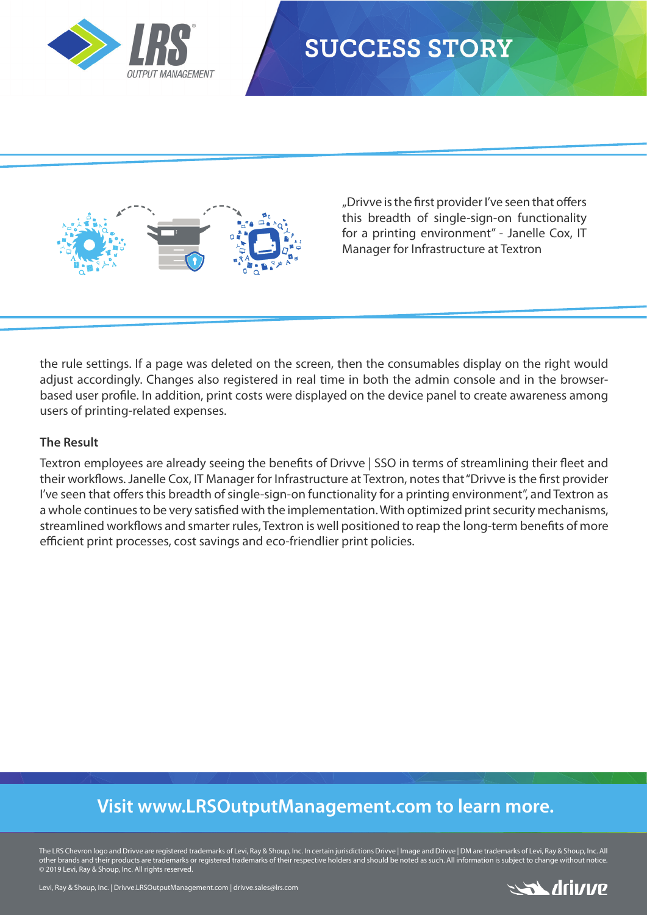„Drivve is the first provider I've seen that offers this breadth of single-sign-on functionality for a printing environment" - Janelle Cox, IT Manager for Infrastructure at Textron

the rule settings. If a page was deleted on the screen, then the consumables display on the right would adjust accordingly. Changes also registered in real time in both the admin console and in the browser-based user profile. In addition, print costs were displayed on the device panel to create awareness among users of printing-related expenses.

### The Result

Textron employees are already seeing the benefits of Drivve | SSO in terms of streamlining their fleet and their workflows. Janelle Cox, IT Manager for Infrastructure at Textron, notes that "Drivve is the first provider I've seen that offers this breadth of single-sign-on functionality for a printing environment", and Textron as a whole continues to be very satisfied with the implementation. With optimized print security mechanisms, streamlined workflows and smarter rules, Textron is well positioned to reap the long-term benefits of more efficient print processes, cost savings and eco-friendlier print policies.

**Visit www.LRSOutputManagement.com to learn more.**

The LRS Chevron logo and Drivve are registered trademarks of Levi, Ray & Shoup, Inc. In certain jurisdictions Drivve | Image and Drivve | DM are trademarks of Levi, Ray & Shoup, Inc. All other brands and their products are trademarks or registered trademarks of their respective holders and should be noted as such. All information is subject to change without notice. © 2019 Levi, Ray & Shoup, Inc. All rights reserved.

Levi, Ray & Shoup, Inc. | Drivve.LRSOutputManagement.com | drivve.sales@lrs.com